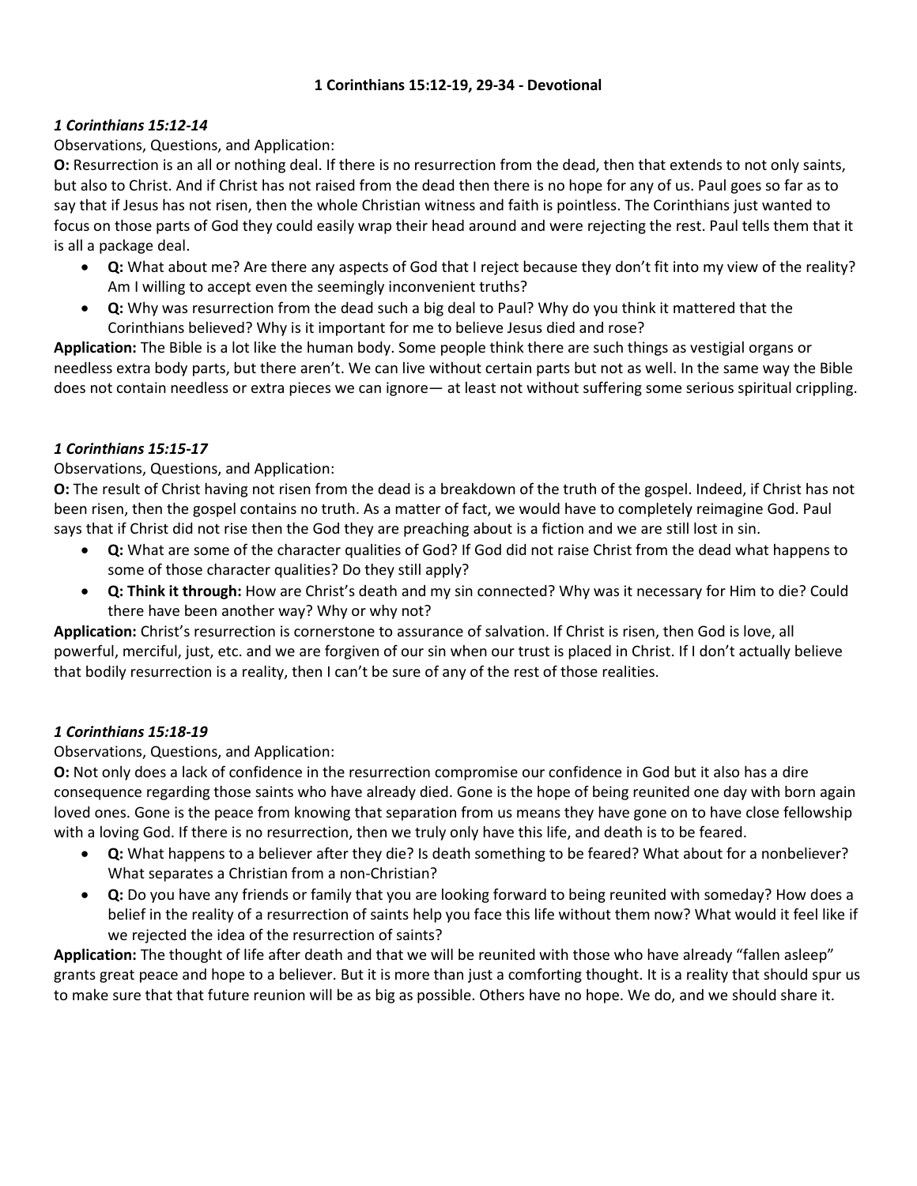# 1 Corinthians 15:12-19, 29-34 - Devotional

### *1 Corinthians 15:12-14*

Observations, Questions, and Application:

**O:** Resurrection is an all or nothing deal. If there is no resurrection from the dead, then that extends to not only saints, but also to Christ. And if Christ has not raised from the dead then there is no hope for any of us. Paul goes so far as to say that if Jesus has not risen, then the whole Christian witness and faith is pointless. The Corinthians just wanted to focus on those parts of God they could easily wrap their head around and were rejecting the rest. Paul tells them that it is all a package deal.

- **Q:** What about me? Are there any aspects of God that I reject because they don't fit into my view of the reality? Am I willing to accept even the seemingly inconvenient truths?
- **Q:** Why was resurrection from the dead such a big deal to Paul? Why do you think it mattered that the Corinthians believed? Why is it important for me to believe Jesus died and rose?

**Application:** The Bible is a lot like the human body. Some people think there are such things as vestigial organs or needless extra body parts, but there aren't. We can live without certain parts but not as well. In the same way the Bible does not contain needless or extra pieces we can ignore— at least not without suffering some serious spiritual crippling.

### *1 Corinthians 15:15-17*

Observations, Questions, and Application:

**O:** The result of Christ having not risen from the dead is a breakdown of the truth of the gospel. Indeed, if Christ has not been risen, then the gospel contains no truth. As a matter of fact, we would have to completely reimagine God. Paul says that if Christ did not rise then the God they are preaching about is a fiction and we are still lost in sin.

- **Q:** What are some of the character qualities of God? If God did not raise Christ from the dead what happens to some of those character qualities? Do they still apply?
- **Q: Think it through:** How are Christ's death and my sin connected? Why was it necessary for Him to die? Could there have been another way? Why or why not?

**Application:** Christ's resurrection is cornerstone to assurance of salvation. If Christ is risen, then God is love, all powerful, merciful, just, etc. and we are forgiven of our sin when our trust is placed in Christ. If I don't actually believe that bodily resurrection is a reality, then I can't be sure of any of the rest of those realities.

### *1 Corinthians 15:18-19*

Observations, Questions, and Application:

**O:** Not only does a lack of confidence in the resurrection compromise our confidence in God but it also has a dire consequence regarding those saints who have already died. Gone is the hope of being reunited one day with born again loved ones. Gone is the peace from knowing that separation from us means they have gone on to have close fellowship with a loving God. If there is no resurrection, then we truly only have this life, and death is to be feared.

- **Q:** What happens to a believer after they die? Is death something to be feared? What about for a nonbeliever? What separates a Christian from a non-Christian?
- **Q:** Do you have any friends or family that you are looking forward to being reunited with someday? How does a belief in the reality of a resurrection of saints help you face this life without them now? What would it feel like if we rejected the idea of the resurrection of saints?

**Application:** The thought of life after death and that we will be reunited with those who have already "fallen asleep" grants great peace and hope to a believer. But it is more than just a comforting thought. It is a reality that should spur us to make sure that that future reunion will be as big as possible. Others have no hope. We do, and we should share it.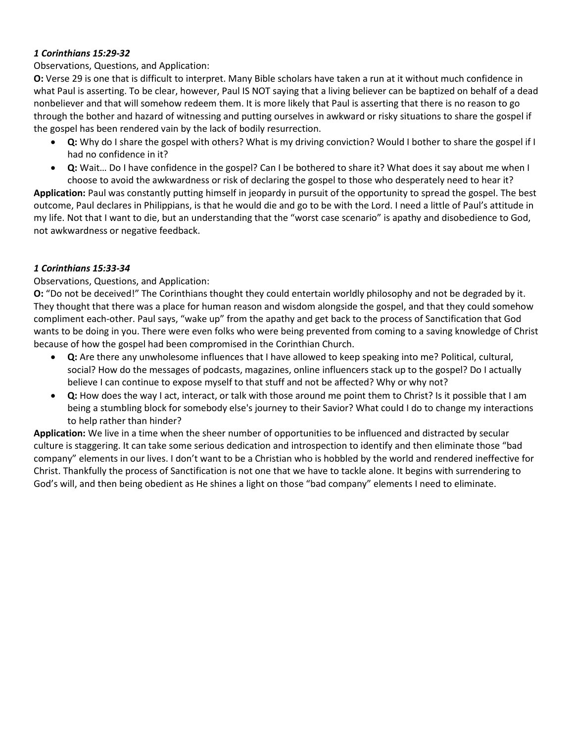***1 Corinthians 15:29-32***

Observations, Questions, and Application:

**O:** Verse 29 is one that is difficult to interpret. Many Bible scholars have taken a run at it without much confidence in what Paul is asserting. To be clear, however, Paul IS NOT saying that a living believer can be baptized on behalf of a dead nonbeliever and that will somehow redeem them. It is more likely that Paul is asserting that there is no reason to go through the bother and hazard of witnessing and putting ourselves in awkward or risky situations to share the gospel if the gospel has been rendered vain by the lack of bodily resurrection.

- **Q:** Why do I share the gospel with others? What is my driving conviction? Would I bother to share the gospel if I had no confidence in it?
- **Q:** Wait… Do I have confidence in the gospel? Can I be bothered to share it? What does it say about me when I choose to avoid the awkwardness or risk of declaring the gospel to those who desperately need to hear it?

**Application:** Paul was constantly putting himself in jeopardy in pursuit of the opportunity to spread the gospel. The best outcome, Paul declares in Philippians, is that he would die and go to be with the Lord. I need a little of Paul's attitude in my life. Not that I want to die, but an understanding that the "worst case scenario" is apathy and disobedience to God, not awkwardness or negative feedback.

***1 Corinthians 15:33-34***

Observations, Questions, and Application:

**O:** "Do not be deceived!" The Corinthians thought they could entertain worldly philosophy and not be degraded by it. They thought that there was a place for human reason and wisdom alongside the gospel, and that they could somehow compliment each-other. Paul says, "wake up" from the apathy and get back to the process of Sanctification that God wants to be doing in you. There were even folks who were being prevented from coming to a saving knowledge of Christ because of how the gospel had been compromised in the Corinthian Church.

- **Q:** Are there any unwholesome influences that I have allowed to keep speaking into me? Political, cultural, social? How do the messages of podcasts, magazines, online influencers stack up to the gospel? Do I actually believe I can continue to expose myself to that stuff and not be affected? Why or why not?
- **Q:** How does the way I act, interact, or talk with those around me point them to Christ? Is it possible that I am being a stumbling block for somebody else's journey to their Savior? What could I do to change my interactions to help rather than hinder?

**Application:** We live in a time when the sheer number of opportunities to be influenced and distracted by secular culture is staggering. It can take some serious dedication and introspection to identify and then eliminate those "bad company" elements in our lives. I don't want to be a Christian who is hobbled by the world and rendered ineffective for Christ. Thankfully the process of Sanctification is not one that we have to tackle alone. It begins with surrendering to God's will, and then being obedient as He shines a light on those "bad company" elements I need to eliminate.